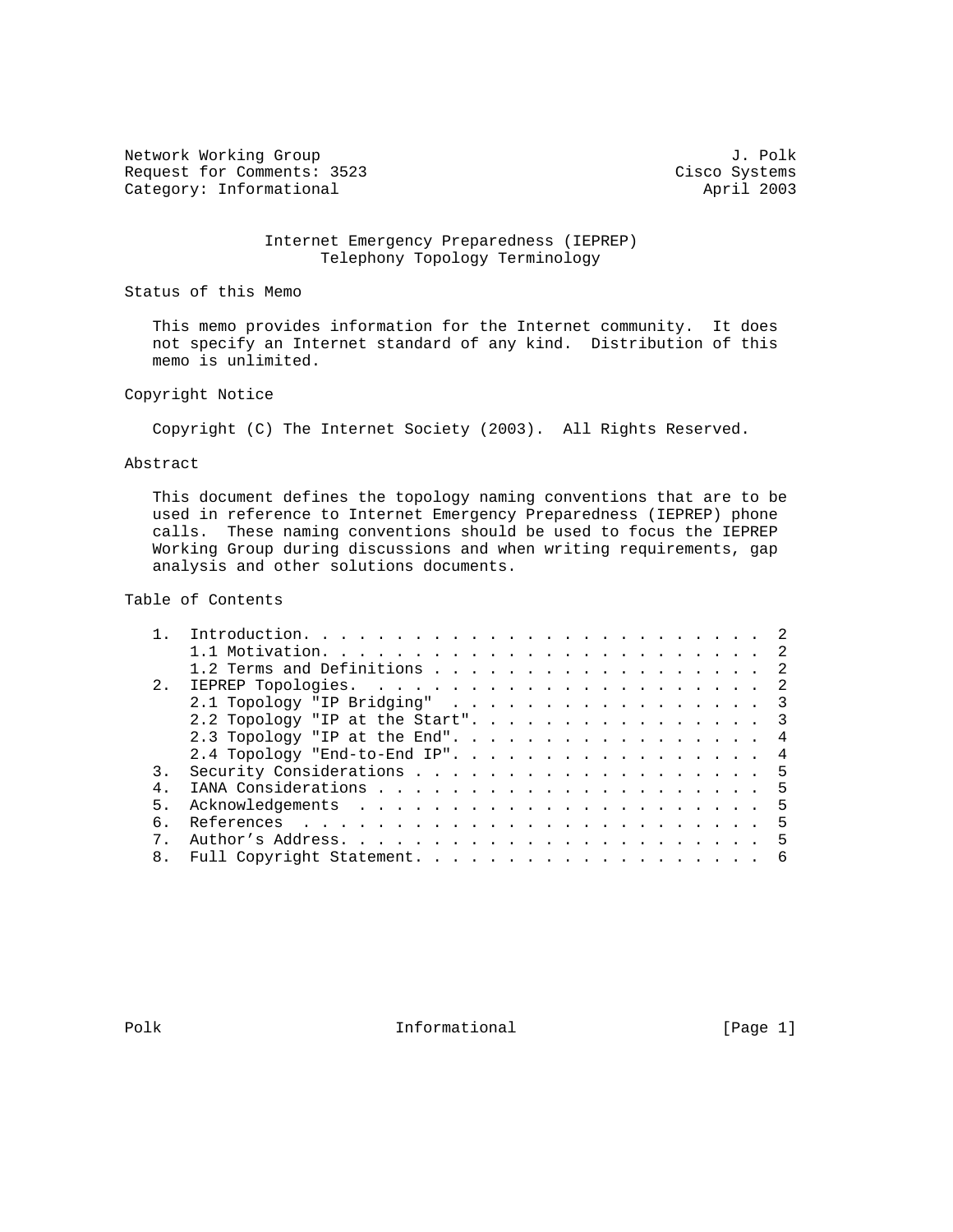Network Working Group J. Polk
Request for Comments: 3523 Cisco Systems
Category: Informational April 2003

# Internet Emergency Preparedness (IEPREP) Telephony Topology Terminology

## Status of this Memo

This memo provides information for the Internet community. It does not specify an Internet standard of any kind. Distribution of this memo is unlimited.

## Copyright Notice

Copyright (C) The Internet Society (2003). All Rights Reserved.

## Abstract

This document defines the topology naming conventions that are to be used in reference to Internet Emergency Preparedness (IEPREP) phone calls. These naming conventions should be used to focus the IEPREP Working Group during discussions and when writing requirements, gap analysis and other solutions documents.

## Table of Contents

```
   1.  Introduction. . . . . . . . . . . . . . . . . . . . . . . . . .  2
       1.1 Motivation. . . . . . . . . . . . . . . . . . . . . . . . .  2
       1.2 Terms and Definitions . . . . . . . . . . . . . . . . . . .  2
   2.  IEPREP Topologies.  . . . . . . . . . . . . . . . . . . . . . .  2
       2.1 Topology "IP Bridging"  . . . . . . . . . . . . . . . . . .  3
       2.2 Topology "IP at the Start". . . . . . . . . . . . . . . . .  3
       2.3 Topology "IP at the End". . . . . . . . . . . . . . . . . .  4
       2.4 Topology "End-to-End IP". . . . . . . . . . . . . . . . . .  4
   3.  Security Considerations . . . . . . . . . . . . . . . . . . . .  5
   4.  IANA Considerations . . . . . . . . . . . . . . . . . . . . . .  5
   5.  Acknowledgements  . . . . . . . . . . . . . . . . . . . . . . .  5
   6.  References  . . . . . . . . . . . . . . . . . . . . . . . . . .  5
   7.  Author's Address. . . . . . . . . . . . . . . . . . . . . . . .  5
   8.  Full Copyright Statement. . . . . . . . . . . . . . . . . . . .  6
```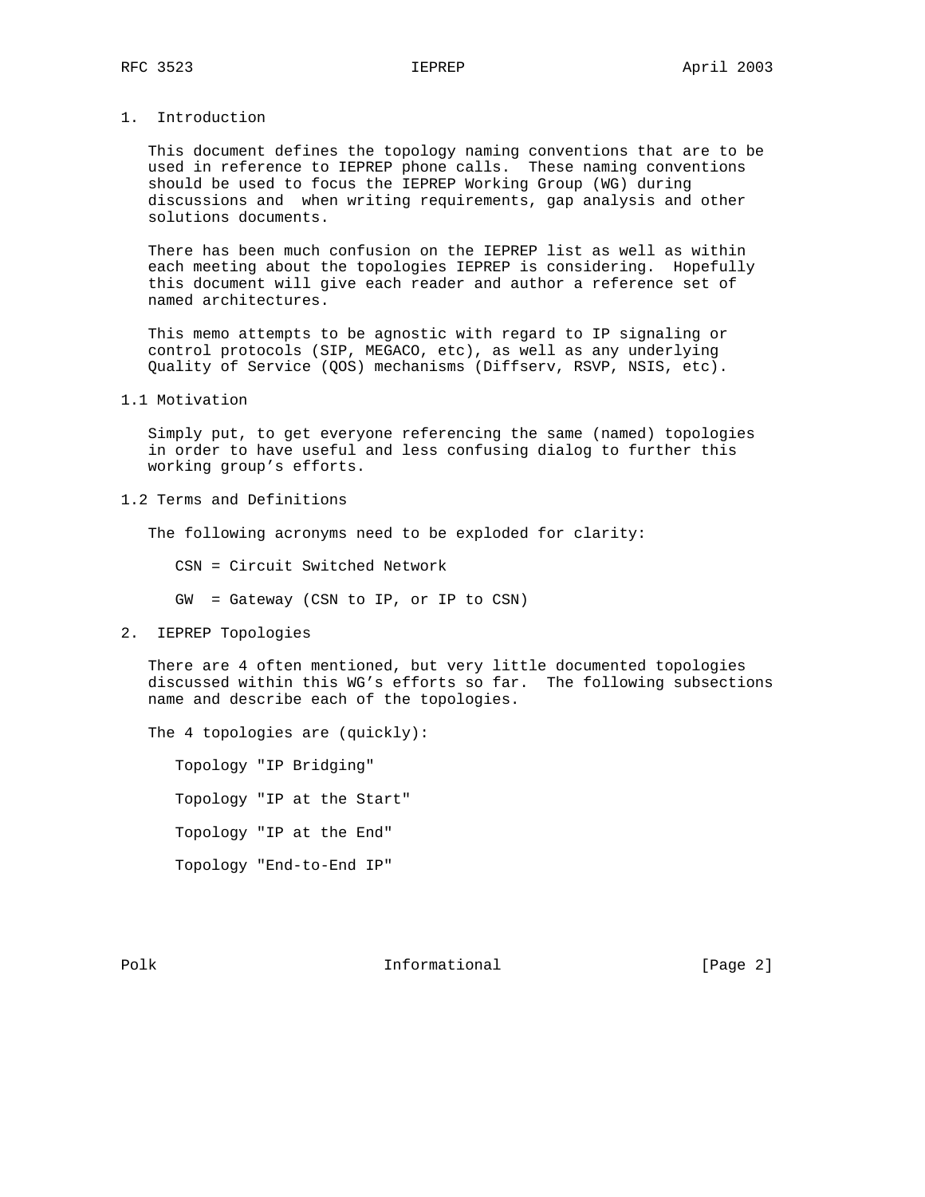# 1. Introduction

This document defines the topology naming conventions that are to be used in reference to IEPREP phone calls. These naming conventions should be used to focus the IEPREP Working Group (WG) during discussions and when writing requirements, gap analysis and other solutions documents.

There has been much confusion on the IEPREP list as well as within each meeting about the topologies IEPREP is considering. Hopefully this document will give each reader and author a reference set of named architectures.

This memo attempts to be agnostic with regard to IP signaling or control protocols (SIP, MEGACO, etc), as well as any underlying Quality of Service (QOS) mechanisms (Diffserv, RSVP, NSIS, etc).

## 1.1 Motivation

Simply put, to get everyone referencing the same (named) topologies in order to have useful and less confusing dialog to further this working group's efforts.

## 1.2 Terms and Definitions

The following acronyms need to be exploded for clarity:

CSN = Circuit Switched Network

GW = Gateway (CSN to IP, or IP to CSN)

# 2. IEPREP Topologies

There are 4 often mentioned, but very little documented topologies discussed within this WG's efforts so far. The following subsections name and describe each of the topologies.

The 4 topologies are (quickly):

Topology "IP Bridging"

Topology "IP at the Start"

Topology "IP at the End"

Topology "End-to-End IP"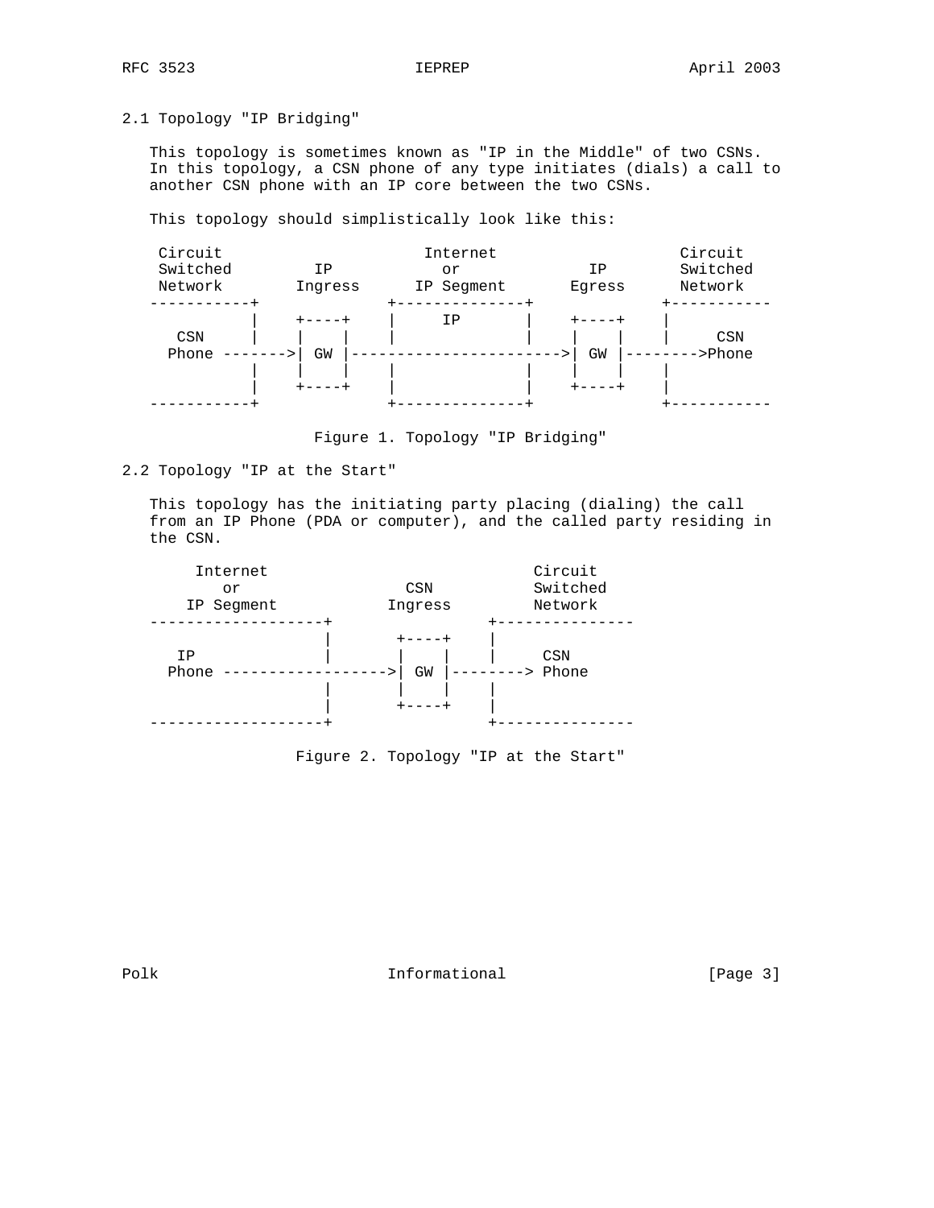## 2.1 Topology "IP Bridging"

This topology is sometimes known as "IP in the Middle" of two CSNs. In this topology, a CSN phone of any type initiates (dials) a call to another CSN phone with an IP core between the two CSNs.

This topology should simplistically look like this:

```
 Circuit                     Internet                    Circuit
 Switched         IP            or            IP        Switched
 Network        Ingress     IP Segment      Egress      Network
-----------+             +--------------+             +-----------
           |    +----+   |      IP      |   +----+    |
  CSN      |    |    |   |              |   |    |    |     CSN
 Phone ------->| GW |------------------------>| GW |--------->Phone
           |    |    |   |              |   |    |    |
           |    +----+   |              |   +----+    |
-----------+             +--------------+             +-----------
```

Figure 1. Topology "IP Bridging"

## 2.2 Topology "IP at the Start"

This topology has the initiating party placing (dialing) the call from an IP Phone (PDA or computer), and the called party residing in the CSN.

```
    Internet                        Circuit
       or               CSN         Switched
   IP Segment         Ingress       Network
-------------------+             +---------------
                   |    +----+   |
  IP               |    |    |   |     CSN
 Phone ------------------>| GW |--------> Phone
                   |    |    |   |
                   |    +----+   |
-------------------+             +---------------
```

Figure 2. Topology "IP at the Start"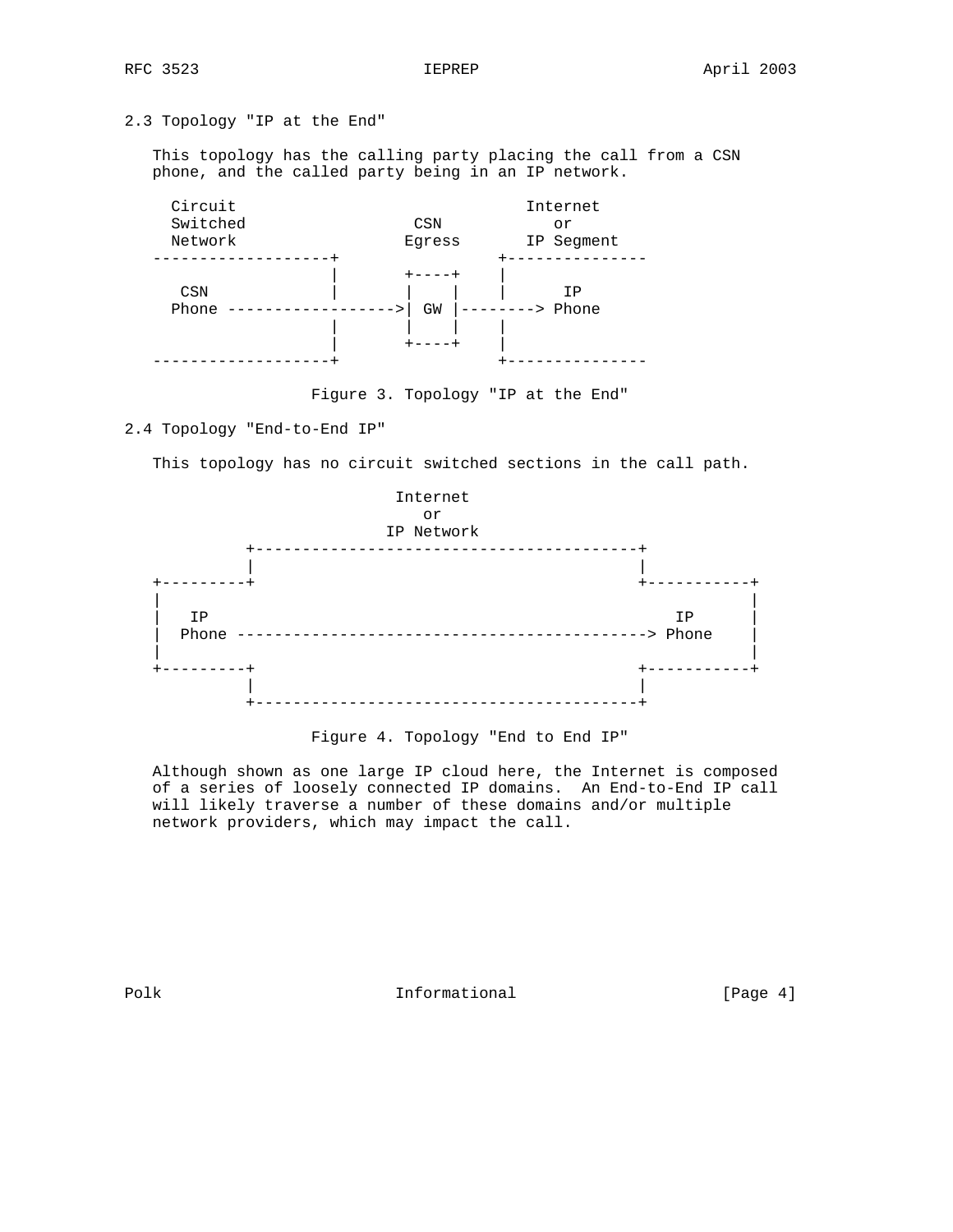## 2.3 Topology "IP at the End"

This topology has the calling party placing the call from a CSN phone, and the called party being in an IP network.

```
  Circuit                                 Internet
  Switched                 CSN               or
  Network                 Egress          IP Segment
-------------------+                   +---------------
                   |       +----+      |
   CSN             |       |    |      |       IP
  Phone ------------------>| GW |--------> Phone
                   |       |    |      |
                   |       +----+      |
-------------------+                   +---------------
```

Figure 3. Topology "IP at the End"

## 2.4 Topology "End-to-End IP"

This topology has no circuit switched sections in the call path.

```
                        Internet
                           or
                       IP Network
          +-----------------------------------------+
          |                                         |
+---------+                                         +-----------+
|                                                               |
|   IP                                                 IP       |
|  Phone ------------------------------------------> Phone     |
|                                                               |
+---------+                                         +-----------+
          |                                         |
          +-----------------------------------------+
```

Figure 4. Topology "End to End IP"

Although shown as one large IP cloud here, the Internet is composed of a series of loosely connected IP domains. An End-to-End IP call will likely traverse a number of these domains and/or multiple network providers, which may impact the call.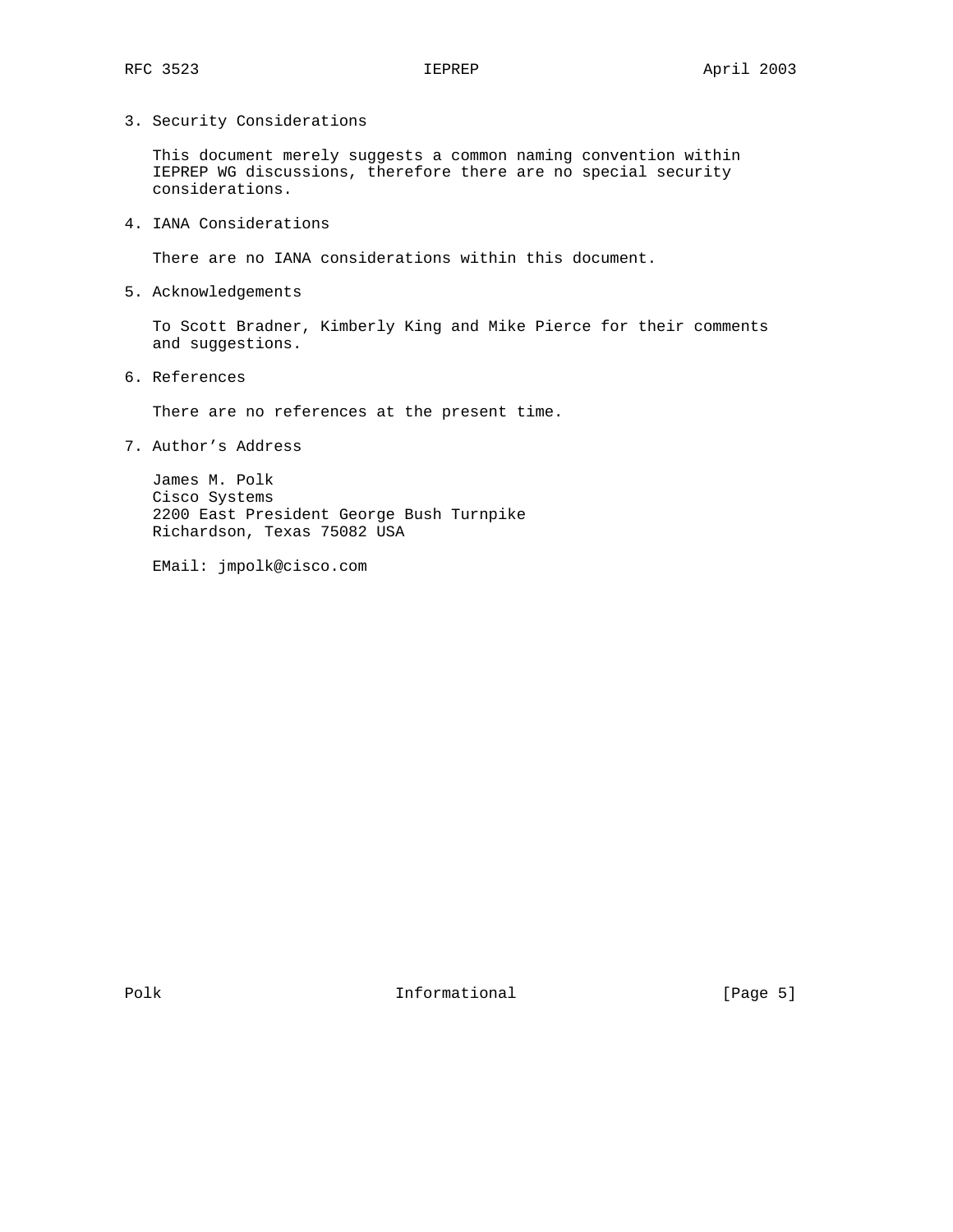## 3. Security Considerations

This document merely suggests a common naming convention within IEPREP WG discussions, therefore there are no special security considerations.

## 4. IANA Considerations

There are no IANA considerations within this document.

## 5. Acknowledgements

To Scott Bradner, Kimberly King and Mike Pierce for their comments and suggestions.

## 6. References

There are no references at the present time.

## 7. Author's Address

James M. Polk
Cisco Systems
2200 East President George Bush Turnpike
Richardson, Texas 75082 USA

EMail: jmpolk@cisco.com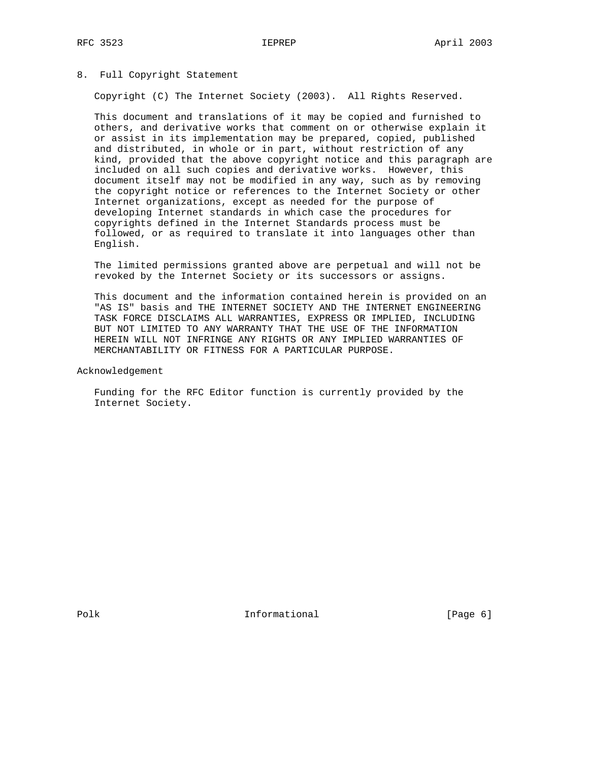## 8. Full Copyright Statement

Copyright (C) The Internet Society (2003). All Rights Reserved.

This document and translations of it may be copied and furnished to others, and derivative works that comment on or otherwise explain it or assist in its implementation may be prepared, copied, published and distributed, in whole or in part, without restriction of any kind, provided that the above copyright notice and this paragraph are included on all such copies and derivative works. However, this document itself may not be modified in any way, such as by removing the copyright notice or references to the Internet Society or other Internet organizations, except as needed for the purpose of developing Internet standards in which case the procedures for copyrights defined in the Internet Standards process must be followed, or as required to translate it into languages other than English.

The limited permissions granted above are perpetual and will not be revoked by the Internet Society or its successors or assigns.

This document and the information contained herein is provided on an "AS IS" basis and THE INTERNET SOCIETY AND THE INTERNET ENGINEERING TASK FORCE DISCLAIMS ALL WARRANTIES, EXPRESS OR IMPLIED, INCLUDING BUT NOT LIMITED TO ANY WARRANTY THAT THE USE OF THE INFORMATION HEREIN WILL NOT INFRINGE ANY RIGHTS OR ANY IMPLIED WARRANTIES OF MERCHANTABILITY OR FITNESS FOR A PARTICULAR PURPOSE.

## Acknowledgement

Funding for the RFC Editor function is currently provided by the Internet Society.